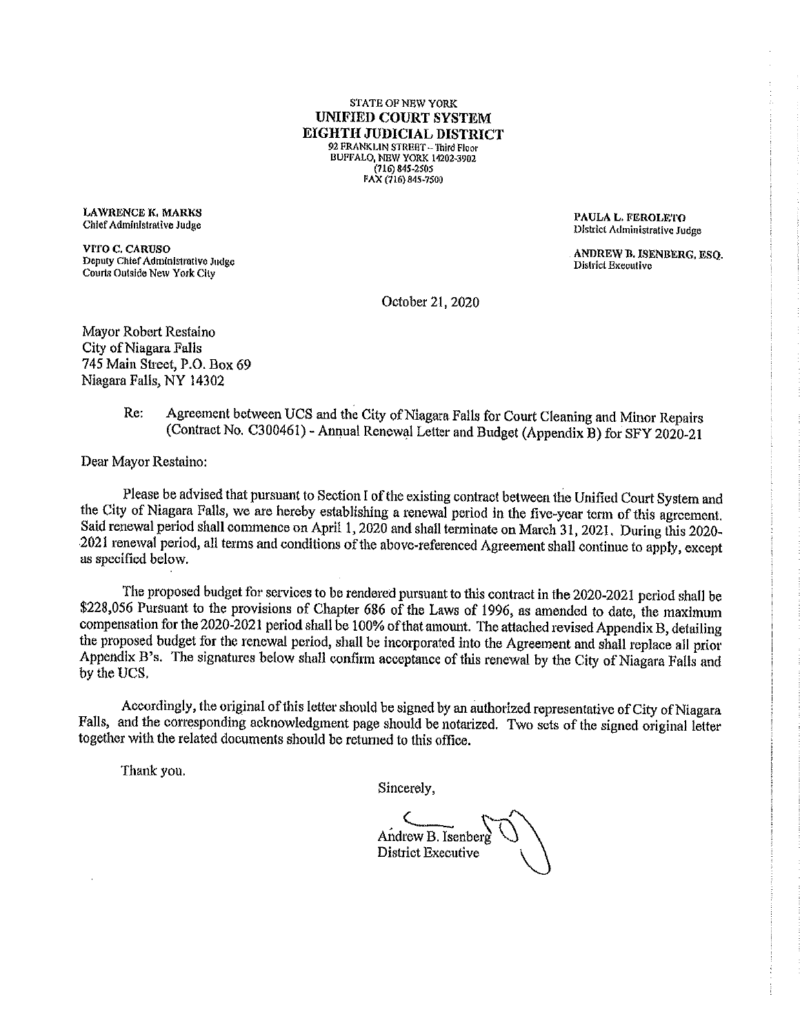STATE OF NEW YORK
**UNIFIED COURT SYSTEM**
**EIGHTH JUDICIAL DISTRICT**
92 FRANKLIN STREET – Third Floor
BUFFALO, NEW YORK 14202-3902
(716) 845-2505
FAX (716) 845-7500

**LAWRENCE K. MARKS**
Chief Administrative Judge

**VITO C. CARUSO**
Deputy Chief Administrative Judge
Courts Outside New York City

**PAULA L. FEROLETO**
District Administrative Judge

**ANDREW B. ISENBERG, ESQ.**
District Executive

October 21, 2020

Mayor Robert Restaino
City of Niagara Falls
745 Main Street, P.O. Box 69
Niagara Falls, NY 14302

Re: Agreement between UCS and the City of Niagara Falls for Court Cleaning and Minor Repairs (Contract No. C300461) - Annual Renewal Letter and Budget (Appendix B) for SFY 2020-21

Dear Mayor Restaino:

Please be advised that pursuant to Section I of the existing contract between the Unified Court System and the City of Niagara Falls, we are hereby establishing a renewal period in the five-year term of this agreement. Said renewal period shall commence on April 1, 2020 and shall terminate on March 31, 2021. During this 2020-2021 renewal period, all terms and conditions of the above-referenced Agreement shall continue to apply, except as specified below.

The proposed budget for services to be rendered pursuant to this contract in the 2020-2021 period shall be $228,056 Pursuant to the provisions of Chapter 686 of the Laws of 1996, as amended to date, the maximum compensation for the 2020-2021 period shall be 100% of that amount. The attached revised Appendix B, detailing the proposed budget for the renewal period, shall be incorporated into the Agreement and shall replace all prior Appendix B's. The signatures below shall confirm acceptance of this renewal by the City of Niagara Falls and by the UCS.

Accordingly, the original of this letter should be signed by an authorized representative of City of Niagara Falls, and the corresponding acknowledgment page should be notarized. Two sets of the signed original letter together with the related documents should be returned to this office.

Thank you.

Sincerely,

Andrew B. Isenberg
District Executive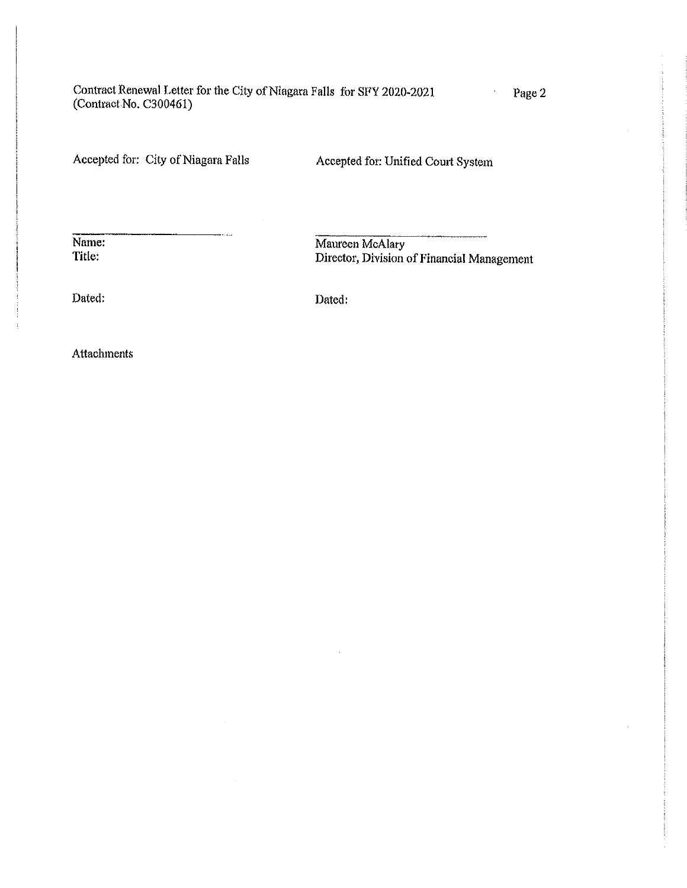Contract Renewal Letter for the City of Niagara Falls for SFY 2020-2021
(Contract No. C300461)

| Accepted for: City of Niagara Falls | Accepted for: Unified Court System |
| --- | --- |
| \_\_\_\_\_\_\_\_\_\_\_\_\_\_\_\_\_\_\_\_\_\_\_\_ | \_\_\_\_\_\_\_\_\_\_\_\_\_\_\_\_\_\_\_\_\_\_\_\_ |
| Name: | Maureen McAlary |
| Title: | Director, Division of Financial Management |
| Dated: | Dated: |

Attachments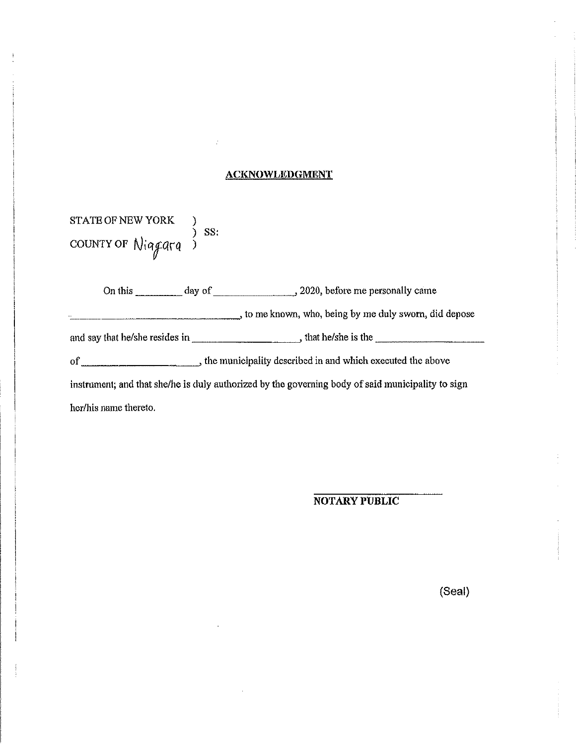**ACKNOWLEDGMENT**

STATE OF NEW YORK )
) SS:
COUNTY OF Niagara )

On this _________ day of _________________, 2020, before me personally came ___________________________________, to me known, who, being by me duly sworn, did depose and say that he/she resides in _____________________, that he/she is the _____________________ of _______________________, the municipality described in and which executed the above instrument; and that she/he is duly authorized by the governing body of said municipality to sign her/his name thereto.

_______________________
**NOTARY PUBLIC**

(Seal)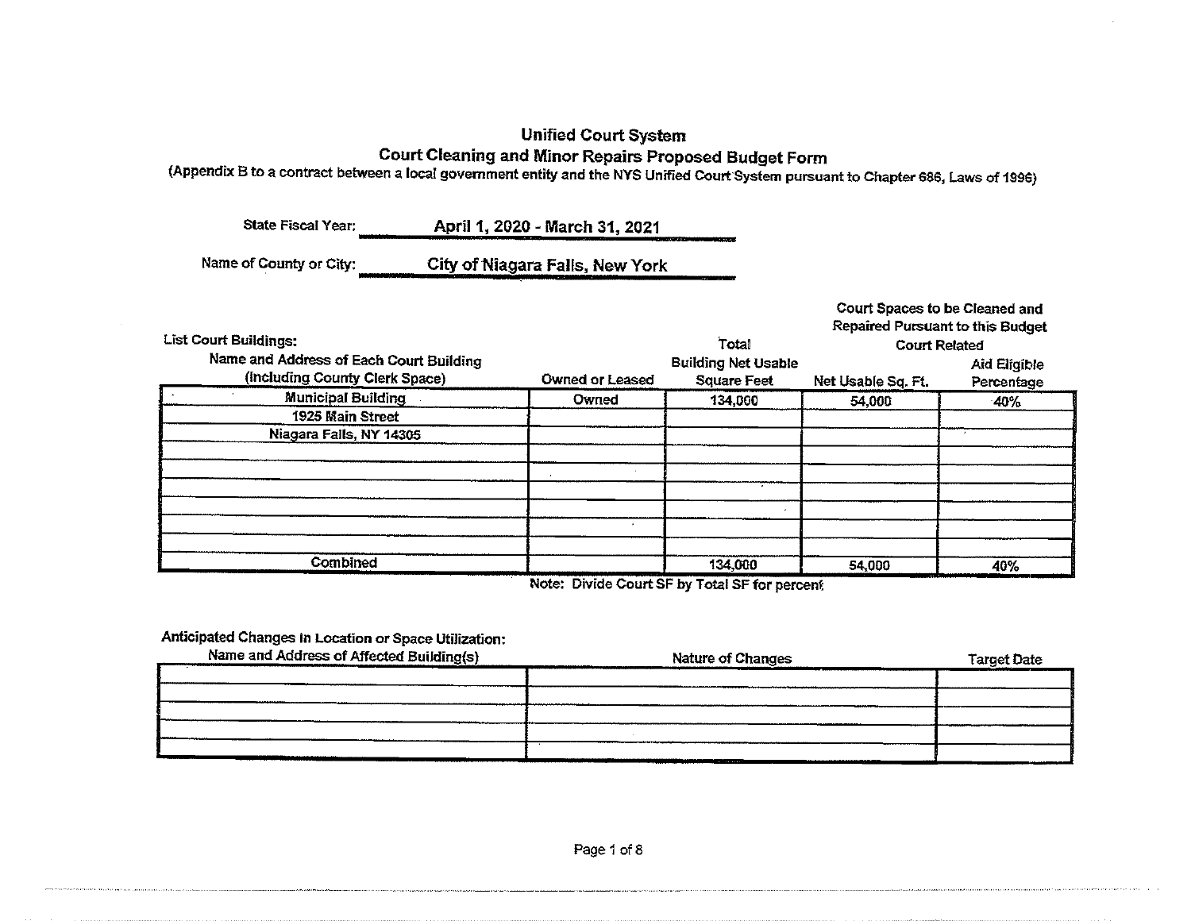# Unified Court System

## Court Cleaning and Minor Repairs Proposed Budget Form

(Appendix B to a contract between a local government entity and the NYS Unified Court System pursuant to Chapter 686, Laws of 1996)

State Fiscal Year: **April 1, 2020 - March 31, 2021**

Name of County or City: **City of Niagara Falls, New York**

List Court Buildings:

| Name and Address of Each Court Building (Including County Clerk Space) | Owned or Leased | Total Building Net Usable Square Feet | Court Spaces to be Cleaned and Repaired Pursuant to this Budget: Court Related Net Usable Sq. Ft. | Aid Eligible Percentage |
|---|---|---|---|---|
| Municipal Building | Owned | 134,000 | 54,000 | 40% |
| 1925 Main Street | | | | |
| Niagara Falls, NY 14305 | | | | |
| | | | | |
| | | | | |
| | | | | |
| | | | | |
| | | | | |
| | | | | |
| Combined | | 134,000 | 54,000 | 40% |

Note: Divide Court SF by Total SF for percent

Anticipated Changes in Location or Space Utilization:

| Name and Address of Affected Building(s) | Nature of Changes | Target Date |
|---|---|---|
| | | |
| | | |
| | | |
| | | |
| | | |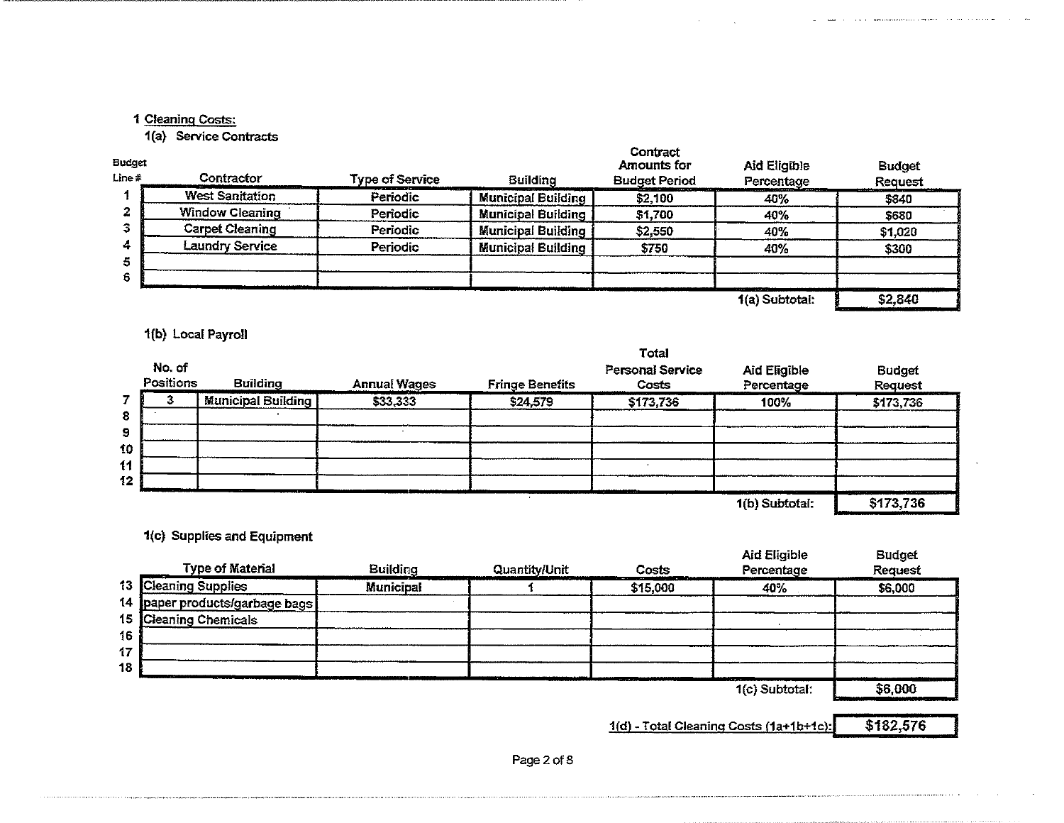## 1 Cleaning Costs:

### 1(a) Service Contracts

| Budget Line # | Contractor | Type of Service | Building | Contract Amounts for Budget Period | Aid Eligible Percentage | Budget Request |
|---|---|---|---|---|---|---|
| 1 | West Sanitation | Periodic | Municipal Building | $2,100 | 40% | $840 |
| 2 | Window Cleaning | Periodic | Municipal Building | $1,700 | 40% | $680 |
| 3 | Carpet Cleaning | Periodic | Municipal Building | $2,550 | 40% | $1,020 |
| 4 | Laundry Service | Periodic | Municipal Building | $750 | 40% | $300 |
| 5 | | | | | | |
| 6 | | | | | | |
| | | | | | 1(a) Subtotal: | $2,840 |

### 1(b) Local Payroll

| Budget Line # | No. of Positions | Building | Annual Wages | Fringe Benefits | Total Personal Service Costs | Aid Eligible Percentage | Budget Request |
|---|---|---|---|---|---|---|---|
| 7 | 3 | Municipal Building | $33,333 | $24,579 | $173,736 | 100% | $173,736 |
| 8 | | | | | | | |
| 9 | | | | | | | |
| 10 | | | | | | | |
| 11 | | | | | | | |
| 12 | | | | | | | |
| | | | | | | 1(b) Subtotal: | $173,736 |

### 1(c) Supplies and Equipment

| Budget Line # | Type of Material | Building | Quantity/Unit | Costs | Aid Eligible Percentage | Budget Request |
|---|---|---|---|---|---|---|
| 13 | Cleaning Supplies | Municipal | 1 | $15,000 | 40% | $6,000 |
| 14 | paper products/garbage bags | | | | | |
| 15 | Cleaning Chemicals | | | | | |
| 16 | | | | | | |
| 17 | | | | | | |
| 18 | | | | | | |
| | | | | | 1(c) Subtotal: | $6,000 |

**1(d) - Total Cleaning Costs (1a+1b+1c): $182,576**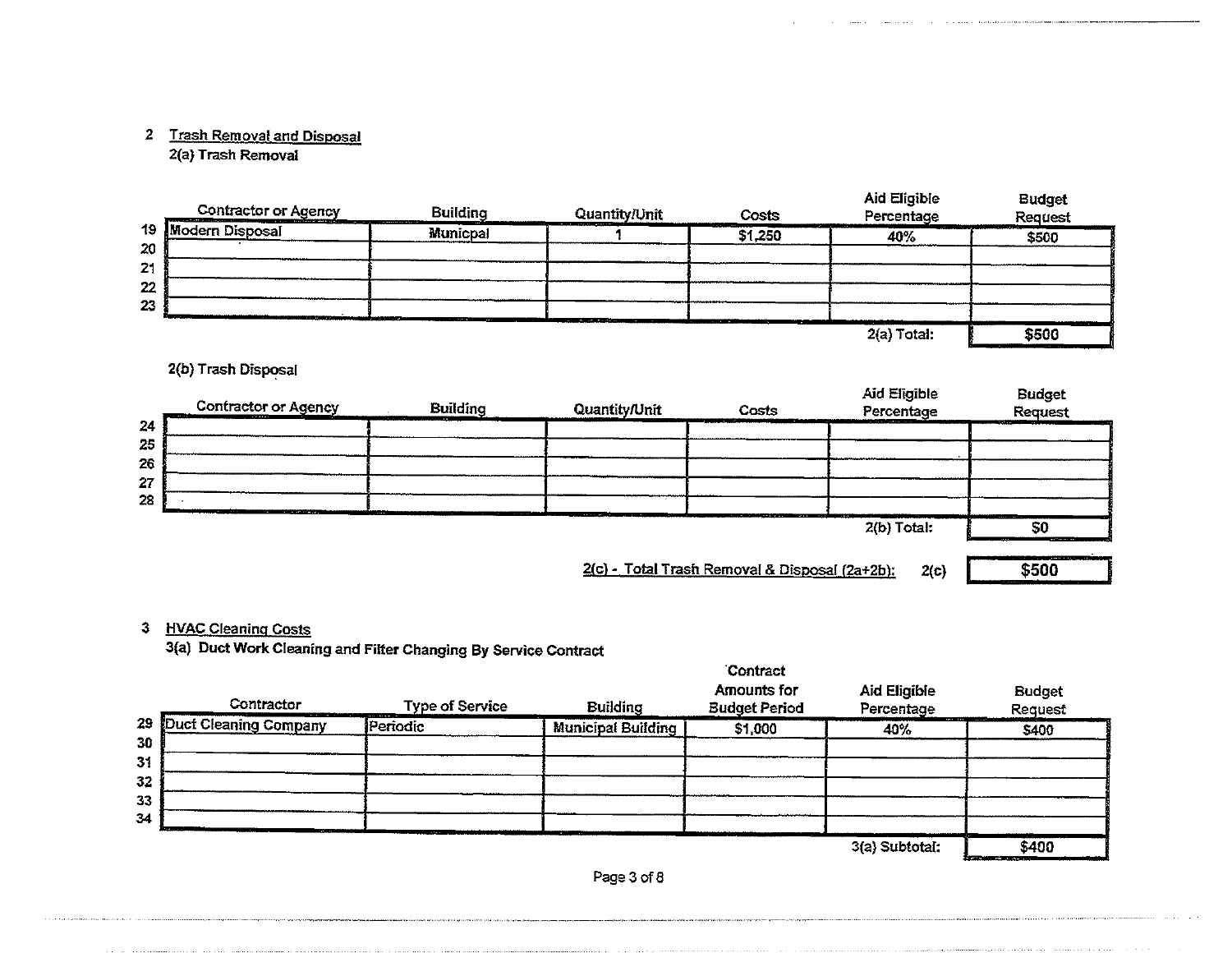## 2 Trash Removal and Disposal

### 2(a) Trash Removal

| | Contractor or Agency | Building | Quantity/Unit | Costs | Aid Eligible Percentage | Budget Request |
|---|---|---|---|---|---|---|
| 19 | Modern Disposal | Municpal | 1 | $1,250 | 40% | $500 |
| 20 | | | | | | |
| 21 | | | | | | |
| 22 | | | | | | |
| 23 | | | | | | |
| | | | | | 2(a) Total: | $500 |

### 2(b) Trash Disposal

| | Contractor or Agency | Building | Quantity/Unit | Costs | Aid Eligible Percentage | Budget Request |
|---|---|---|---|---|---|---|
| 24 | | | | | | |
| 25 | | | | | | |
| 26 | | | | | | |
| 27 | | | | | | |
| 28 | | | | | | |
| | | | | | 2(b) Total: | $0 |

2(c) - Total Trash Removal & Disposal (2a+2b): 2(c) **$500**

## 3 HVAC Cleaning Costs

### 3(a) Duct Work Cleaning and Filter Changing By Service Contract

| | Contractor | Type of Service | Building | Contract Amounts for Budget Period | Aid Eligible Percentage | Budget Request |
|---|---|---|---|---|---|---|
| 29 | Duct Cleaning Company | Periodic | Municipal Building | $1,000 | 40% | $400 |
| 30 | | | | | | |
| 31 | | | | | | |
| 32 | | | | | | |
| 33 | | | | | | |
| 34 | | | | | | |
| | | | | | 3(a) Subtotal: | $400 |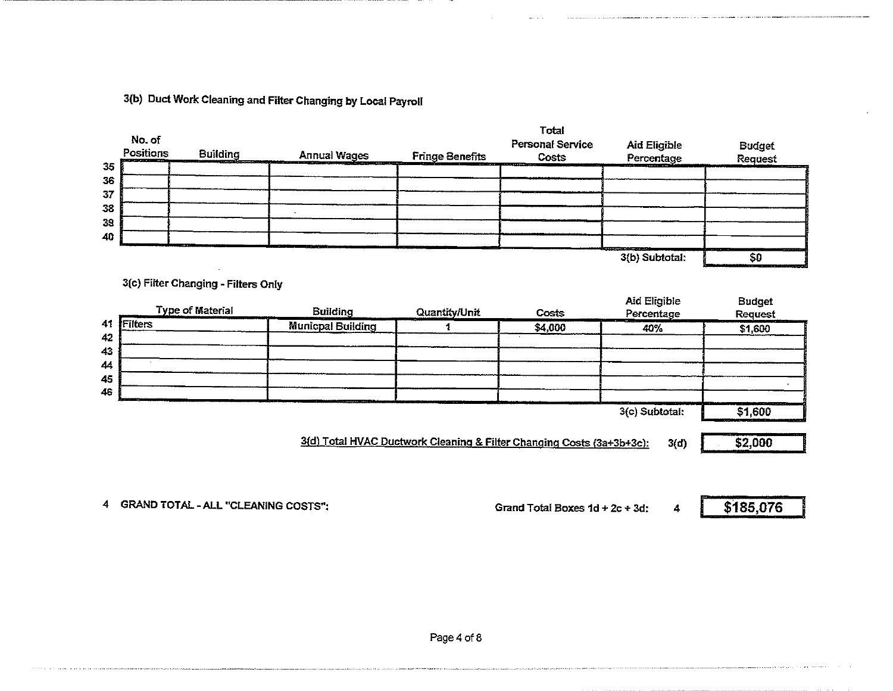### 3(b) Duct Work Cleaning and Filter Changing by Local Payroll

| | No. of Positions | Building | Annual Wages | Fringe Benefits | Total Personal Service Costs | Aid Eligible Percentage | Budget Request |
|---|---|---|---|---|---|---|---|
| 35 | | | | | | | |
| 36 | | | | | | | |
| 37 | | | | | | | |
| 38 | | | | | | | |
| 39 | | | | | | | |
| 40 | | | | | | | |
| | | | | | | 3(b) Subtotal: | $0 |

### 3(c) Filter Changing - Filters Only

| | Type of Material | Building | Quantity/Unit | Costs | Aid Eligible Percentage | Budget Request |
|---|---|---|---|---|---|---|
| 41 | Filters | Municpal Building | 1 | $4,000 | 40% | $1,600 |
| 42 | | | | | | |
| 43 | | | | | | |
| 44 | | | | | | |
| 45 | | | | | | |
| 46 | | | | | | |
| | | | | | 3(c) Subtotal: | $1,600 |

3(d) Total HVAC Ductwork Cleaning & Filter Changing Costs (3a+3b+3c): 3(d) **$2,000**

4 **GRAND TOTAL - ALL "CLEANING COSTS":** Grand Total Boxes 1d + 2c + 3d: 4 **$185,076**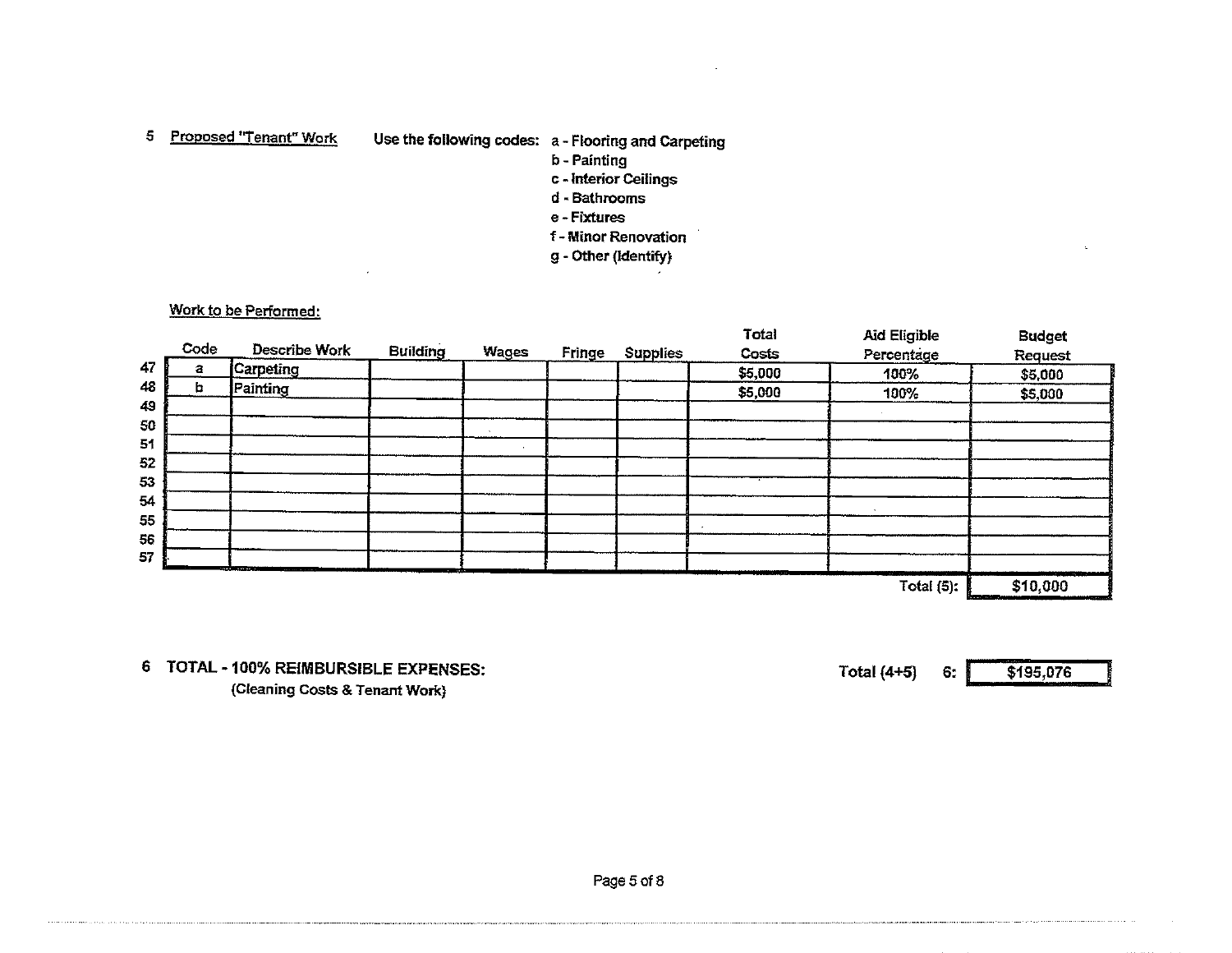5 Proposed "Tenant" Work

Use the following codes:
- a - Flooring and Carpeting
- b - Painting
- c - Interior Ceilings
- d - Bathrooms
- e - Fixtures
- f - Minor Renovation
- g - Other (Identify)

Work to be Performed:

| | Code | Describe Work | Building | Wages | Fringe | Supplies | Total Costs | Aid Eligible Percentage | Budget Request |
|---|---|---|---|---|---|---|---|---|---|
| 47 | a | Carpeting | | | | | $5,000 | 100% | $5,000 |
| 48 | b | Painting | | | | | $5,000 | 100% | $5,000 |
| 49 | | | | | | | | | |
| 50 | | | | | | | | | |
| 51 | | | | | | | | | |
| 52 | | | | | | | | | |
| 53 | | | | | | | | | |
| 54 | | | | | | | | | |
| 55 | | | | | | | | | |
| 56 | | | | | | | | | |
| 57 | | | | | | | | | |
| | | | | | | | | Total (5): | $10,000 |

6 TOTAL - 100% REIMBURSIBLE EXPENSES:
(Cleaning Costs & Tenant Work)

Total (4+5) 6: $195,076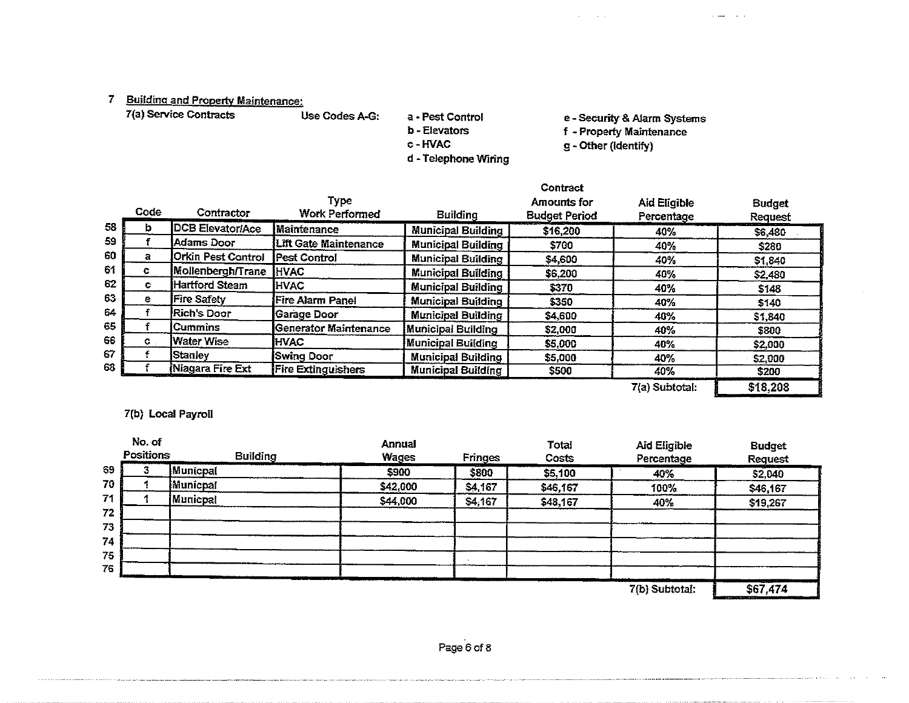## 7 Building and Property Maintenance:

**7(a) Service Contracts**

Use Codes A-G:

- a - Pest Control
- b - Elevators
- c - HVAC
- d - Telephone Wiring
- e - Security & Alarm Systems
- f - Property Maintenance
- g - Other (Identify)

| | Code | Contractor | Type Work Performed | Building | Contract Amounts for Budget Period | Aid Eligible Percentage | Budget Request |
|---|---|---|---|---|---|---|---|
| 58 | b | DCB Elevator/Ace | Maintenance | Municipal Building | $16,200 | 40% | $6,480 |
| 59 | f | Adams Door | Lift Gate Maintenance | Municipal Building | $700 | 40% | $280 |
| 60 | a | Orkin Pest Control | Pest Control | Municipal Building | $4,600 | 40% | $1,840 |
| 61 | c | Mollenbergh/Trane | HVAC | Municipal Building | $6,200 | 40% | $2,480 |
| 62 | c | Hartford Steam | HVAC | Municipal Building | $370 | 40% | $148 |
| 63 | e | Fire Safety | Fire Alarm Panel | Municipal Building | $350 | 40% | $140 |
| 64 | f | Rich's Door | Garage Door | Municipal Building | $4,600 | 40% | $1,840 |
| 65 | f | Cummins | Generator Maintenance | Municipal Building | $2,000 | 40% | $800 |
| 66 | c | Water Wise | HVAC | Municipal Building | $5,000 | 40% | $2,000 |
| 67 | f | Stanley | Swing Door | Municipal Building | $5,000 | 40% | $2,000 |
| 68 | f | Niagara Fire Ext | Fire Extinguishers | Municipal Building | $500 | 40% | $200 |
| | | | | | | 7(a) Subtotal: | $18,208 |

**7(b) Local Payroll**

| | No. of Positions | Building | Annual Wages | Fringes | Total Costs | Aid Eligible Percentage | Budget Request |
|---|---|---|---|---|---|---|---|
| 69 | 3 | Municpal | $900 | $800 | $5,100 | 40% | $2,040 |
| 70 | 1 | Municpal | $42,000 | $4,167 | $46,167 | 100% | $46,167 |
| 71 | 1 | Municpal | $44,000 | $4,167 | $48,167 | 40% | $19,267 |
| 72 | | | | | | | |
| 73 | | | | | | | |
| 74 | | | | | | | |
| 75 | | | | | | | |
| 76 | | | | | | | |
| | | | | | | 7(b) Subtotal: | $67,474 |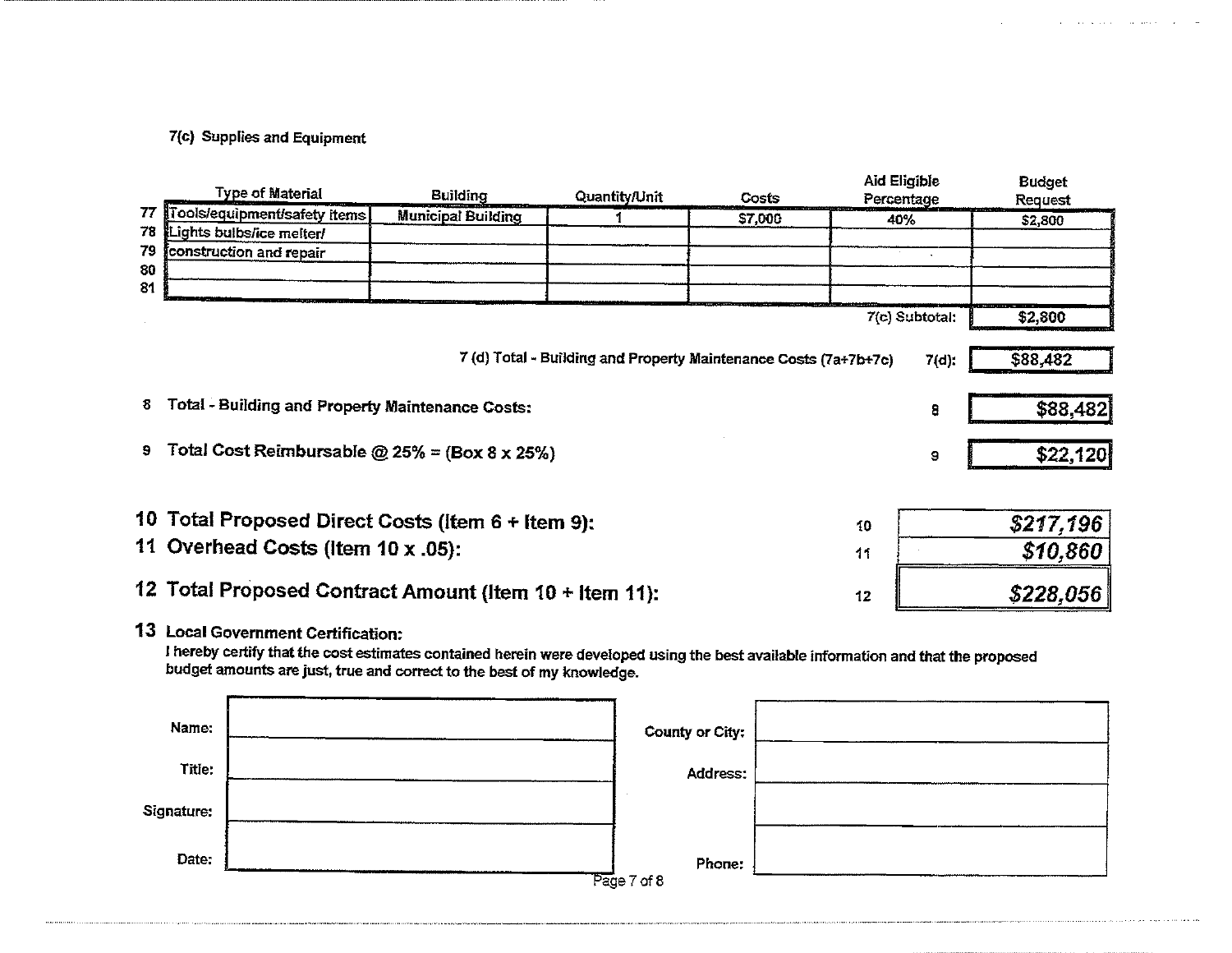### 7(c) Supplies and Equipment

| | Type of Material | Building | Quantity/Unit | Costs | Aid Eligible Percentage | Budget Request |
|---|---|---|---|---|---|---|
| 77 | Tools/equipment/safety items | Municipal Building | 1 | $7,000 | 40% | $2,800 |
| 78 | Lights bulbs/ice melter/ | | | | | |
| 79 | construction and repair | | | | | |
| 80 | | | | | | |
| 81 | | | | | | |
| | | | | | 7(c) Subtotal: | $2,800 |

7 (d) Total - Building and Property Maintenance Costs (7a+7b+7c) — 7(d): **$88,482**

| | | | |
|---|---|---|---|
| 8 | Total - Building and Property Maintenance Costs: | 8 | $88,482 |
| 9 | Total Cost Reimbursable @ 25% = (Box 8 x 25%) | 9 | $22,120 |
| 10 | **Total Proposed Direct Costs (Item 6 + Item 9):** | 10 | ***$217,196*** |
| 11 | **Overhead Costs (Item 10 x .05):** | 11 | ***$10,860*** |
| 12 | **Total Proposed Contract Amount (Item 10 + Item 11):** | 12 | ***$228,056*** |

**13 Local Government Certification:**

I hereby certify that the cost estimates contained herein were developed using the best available information and that the proposed budget amounts are just, true and correct to the best of my knowledge.

| | | | |
|---|---|---|---|
| Name: | | County or City: | |
| Title: | | Address: | |
| Signature: | | | |
| Date: | | Phone: | |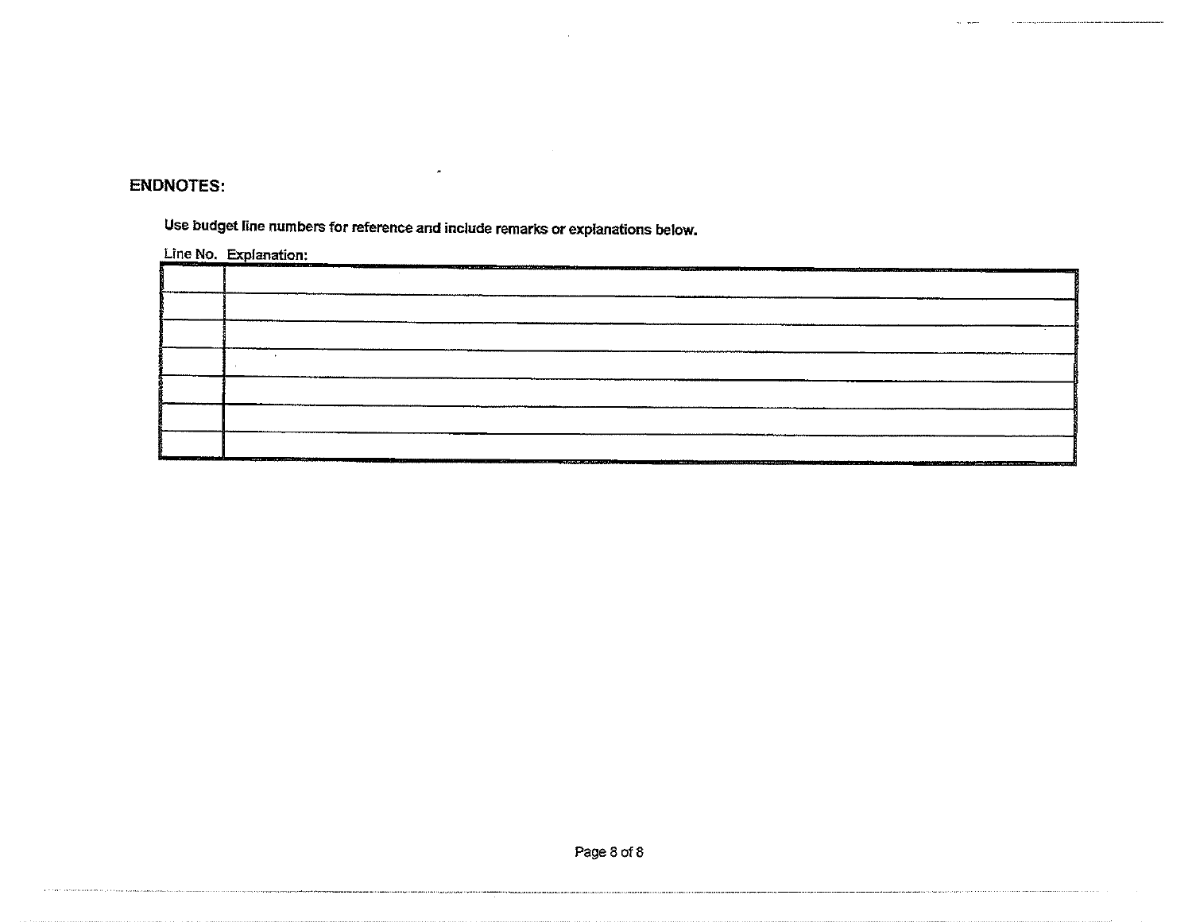## ENDNOTES:

Use budget line numbers for reference and include remarks or explanations below.

| Line No. | Explanation: |
| --- | --- |
| | |
| | |
| | |
| | |
| | |
| | |
| | |